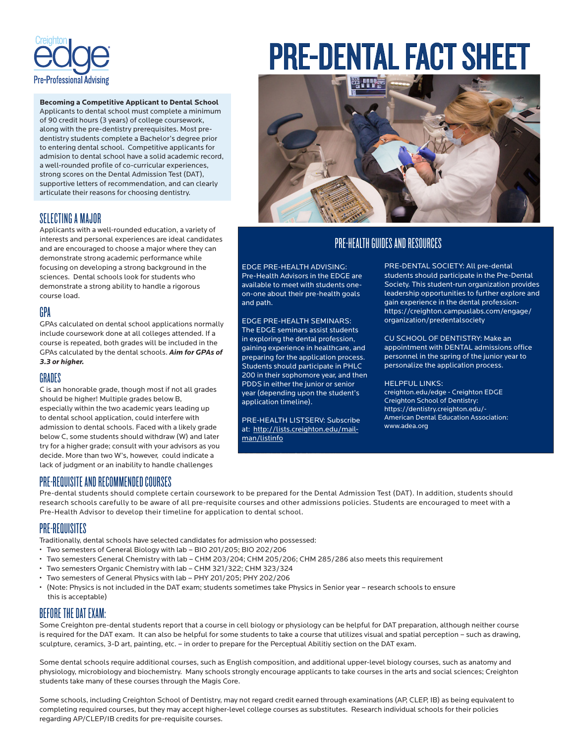Creighton edge Pre-Professional Advising

# PRE-DENTAL FACT SHEET

**Becoming a Competitive Applicant to Dental School**
Applicants to dental school must complete a minimum of 90 credit hours (3 years) of college coursework, along with the pre-dentistry prerequisites. Most pre-dentistry students complete a Bachelor's degree prior to entering dental school. Competitive applicants for admission to dental school have a solid academic record, a well-rounded profile of co-curricular experiences, strong scores on the Dental Admission Test (DAT), supportive letters of recommendation, and can clearly articulate their reasons for choosing dentistry.

## SELECTING A MAJOR

Applicants with a well-rounded education, a variety of interests and personal experiences are ideal candidates and are encouraged to choose a major where they can demonstrate strong academic performance while focusing on developing a strong background in the sciences. Dental schools look for students who demonstrate a strong ability to handle a rigorous course load.

## GPA

GPAs calculated on dental school applications normally include coursework done at all colleges attended. If a course is repeated, both grades will be included in the GPAs calculated by the dental schools. ***Aim for GPAs of 3.3 or higher.***

## GRADES

C is an honorable grade, though most if not all grades should be higher! Multiple grades below B, especially within the two academic years leading up to dental school application, could interfere with admission to dental schools. Faced with a likely grade below C, some students should withdraw (W) and later try for a higher grade; consult with your advisors as you decide. More than two W's, however, could indicate a lack of judgment or an inability to handle challenges

## PRE-HEALTH GUIDES AND RESOURCES

EDGE PRE-HEALTH ADVISING: Pre-Health Advisors in the EDGE are available to meet with students one-on-one about their pre-health goals and path.

EDGE PRE-HEALTH SEMINARS: The EDGE seminars assist students in exploring the dental profession, gaining experience in healthcare, and preparing for the application process. Students should participate in PHLC 200 in their sophomore year, and then PDDS in either the junior or senior year (depending upon the student's application timeline).

PRE-HEALTH LISTSERV: Subscribe at: [http://lists.creighton.edu/mailman/listinfo](http://lists.creighton.edu/mailman/listinfo)

PRE-DENTAL SOCIETY: All pre-dental students should participate in the Pre-Dental Society. This student-run organization provides leadership opportunities to further explore and gain experience in the dental profession- https://creighton.campuslabs.com/engage/organization/predentalsociety

CU SCHOOL OF DENTISTRY: Make an appointment with DENTAL admissions office personnel in the spring of the junior year to personalize the application process.

HELPFUL LINKS:
creighton.edu/edge - Creighton EDGE
Creighton School of Dentistry: https://dentistry.creighton.edu/-
American Dental Education Association: www.adea.org

## PRE-REQUISITE AND RECOMMENDED COURSES

Pre-dental students should complete certain coursework to be prepared for the Dental Admission Test (DAT). In addition, students should research schools carefully to be aware of all pre-requisite courses and other admissions policies. Students are encouraged to meet with a Pre-Health Advisor to develop their timeline for application to dental school.

## PRE-REQUISITES

Traditionally, dental schools have selected candidates for admission who possessed:

- Two semesters of General Biology with lab – BIO 201/205; BIO 202/206
- Two semesters General Chemistry with lab – CHM 203/204; CHM 205/206; CHM 285/286 also meets this requirement
- Two semesters Organic Chemistry with lab – CHM 321/322; CHM 323/324
- Two semesters of General Physics with lab – PHY 201/205; PHY 202/206
- (Note: Physics is not included in the DAT exam; students sometimes take Physics in Senior year – research schools to ensure this is acceptable)

## BEFORE THE DAT EXAM:

Some Creighton pre-dental students report that a course in cell biology or physiology can be helpful for DAT preparation, although neither course is required for the DAT exam. It can also be helpful for some students to take a course that utilizes visual and spatial perception – such as drawing, sculpture, ceramics, 3-D art, painting, etc. – in order to prepare for the Perceptual Abilitiy section on the DAT exam.

Some dental schools require additional courses, such as English composition, and additional upper-level biology courses, such as anatomy and physiology, microbiology and biochemistry. Many schools strongly encourage applicants to take courses in the arts and social sciences; Creighton students take many of these courses through the Magis Core.

Some schools, including Creighton School of Dentistry, may not regard credit earned through examinations (AP, CLEP, IB) as being equivalent to completing required courses, but they may accept higher-level college courses as substitutes. Research individual schools for their policies regarding AP/CLEP/IB credits for pre-requisite courses.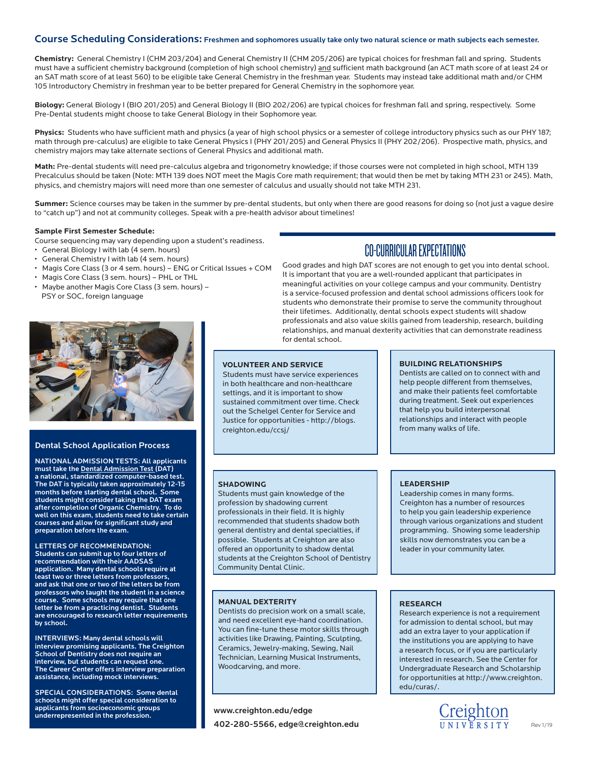## Course Scheduling Considerations: Freshmen and sophomores usually take only two natural science or math subjects each semester.

**Chemistry:** General Chemistry I (CHM 203/204) and General Chemistry II (CHM 205/206) are typical choices for freshman fall and spring. Students must have a sufficient chemistry background (completion of high school chemistry) and sufficient math background (an ACT math score of at least 24 or an SAT math score of at least 560) to be eligible take General Chemistry in the freshman year. Students may instead take additional math and/or CHM 105 Introductory Chemistry in freshman year to be better prepared for General Chemistry in the sophomore year.

**Biology:** General Biology I (BIO 201/205) and General Biology II (BIO 202/206) are typical choices for freshman fall and spring, respectively. Some Pre-Dental students might choose to take General Biology in their Sophomore year.

**Physics:** Students who have sufficient math and physics (a year of high school physics or a semester of college introductory physics such as our PHY 187; math through pre-calculus) are eligible to take General Physics I (PHY 201/205) and General Physics II (PHY 202/206). Prospective math, physics, and chemistry majors may take alternate sections of General Physics and additional math.

**Math:** Pre-dental students will need pre-calculus algebra and trigonometry knowledge; if those courses were not completed in high school, MTH 139 Precalculus should be taken (Note: MTH 139 does NOT meet the Magis Core math requirement; that would then be met by taking MTH 231 or 245). Math, physics, and chemistry majors will need more than one semester of calculus and usually should not take MTH 231.

**Summer:** Science courses may be taken in the summer by pre-dental students, but only when there are good reasons for doing so (not just a vague desire to "catch up") and not at community colleges. Speak with a pre-health advisor about timelines!

**Sample First Semester Schedule:**

Course sequencing may vary depending upon a student's readiness.

- General Biology I with lab (4 sem. hours)
- General Chemistry I with lab (4 sem. hours)
- Magis Core Class (3 or 4 sem. hours) – ENG or Critical Issues + COM
- Magis Core Class (3 sem. hours) – PHL or THL
- Maybe another Magis Core Class (3 sem. hours) – PSY or SOC, foreign language

## CO-CURRICULAR EXPECTATIONS

Good grades and high DAT scores are not enough to get you into dental school. It is important that you are a well-rounded applicant that participates in meaningful activities on your college campus and your community. Dentistry is a service-focused profession and dental school admissions officers look for students who demonstrate their promise to serve the community throughout their lifetimes. Additionally, dental schools expect students will shadow professionals and also value skills gained from leadership, research, building relationships, and manual dexterity activities that can demonstrate readiness for dental school.

### VOLUNTEER AND SERVICE

Students must have service experiences in both healthcare and non-healthcare settings, and it is important to show sustained commitment over time. Check out the Schelgel Center for Service and Justice for opportunities - http://blogs.creighton.edu/ccsj/

### BUILDING RELATIONSHIPS

Dentists are called on to connect with and help people different from themselves, and make their patients feel comfortable during treatment. Seek out experiences that help you build interpersonal relationships and interact with people from many walks of life.

### SHADOWING

Students must gain knowledge of the profession by shadowing current professionals in their field. It is highly recommended that students shadow both general dentistry and dental specialties, if possible. Students at Creighton are also offered an opportunity to shadow dental students at the Creighton School of Dentistry Community Dental Clinic.

### LEADERSHIP

Leadership comes in many forms. Creighton has a number of resources to help you gain leadership experience through various organizations and student programming. Showing some leadership skills now demonstrates you can be a leader in your community later.

### MANUAL DEXTERITY

Dentists do precision work on a small scale, and need excellent eye-hand coordination. You can fine-tune these motor skills through activities like Drawing, Painting, Sculpting, Ceramics, Jewelry-making, Sewing, Nail Technician, Learning Musical Instruments, Woodcarving, and more.

### RESEARCH

Research experience is not a requirement for admission to dental school, but may add an extra layer to your application if the institutions you are applying to have a research focus, or if you are particularly interested in research. See the Center for Undergraduate Research and Scholarship for opportunities at http://www.creighton.edu/curas/.

## Dental School Application Process

**NATIONAL ADMISSION TESTS: All applicants must take the Dental Admission Test (DAT) a national, standardized computer-based test. The DAT is typically taken approximately 12-15 months before starting dental school. Some students might consider taking the DAT exam after completion of Organic Chemistry. To do well on this exam, students need to take certain courses and allow for significant study and preparation before the exam.**

**LETTERS OF RECOMMENDATION: Students can submit up to four letters of recommendation with their AADSAS application. Many dental schools require at least two or three letters from professors, and ask that one or two of the letters be from professors who taught the student in a science course. Some schools may require that one letter be from a practicing dentist. Students are encouraged to research letter requirements by school.**

**INTERVIEWS: Many dental schools will interview promising applicants. The Creighton School of Dentistry does not require an interview, but students can request one. The Career Center offers interview preparation assistance, including mock interviews.**

**SPECIAL CONSIDERATIONS: Some dental schools might offer special consideration to applicants from socioeconomic groups underrepresented in the profession.**

**www.creighton.edu/edge**

**402-280-5566, edge@creighton.edu**

Creighton UNIVERSITY

Rev 1/19